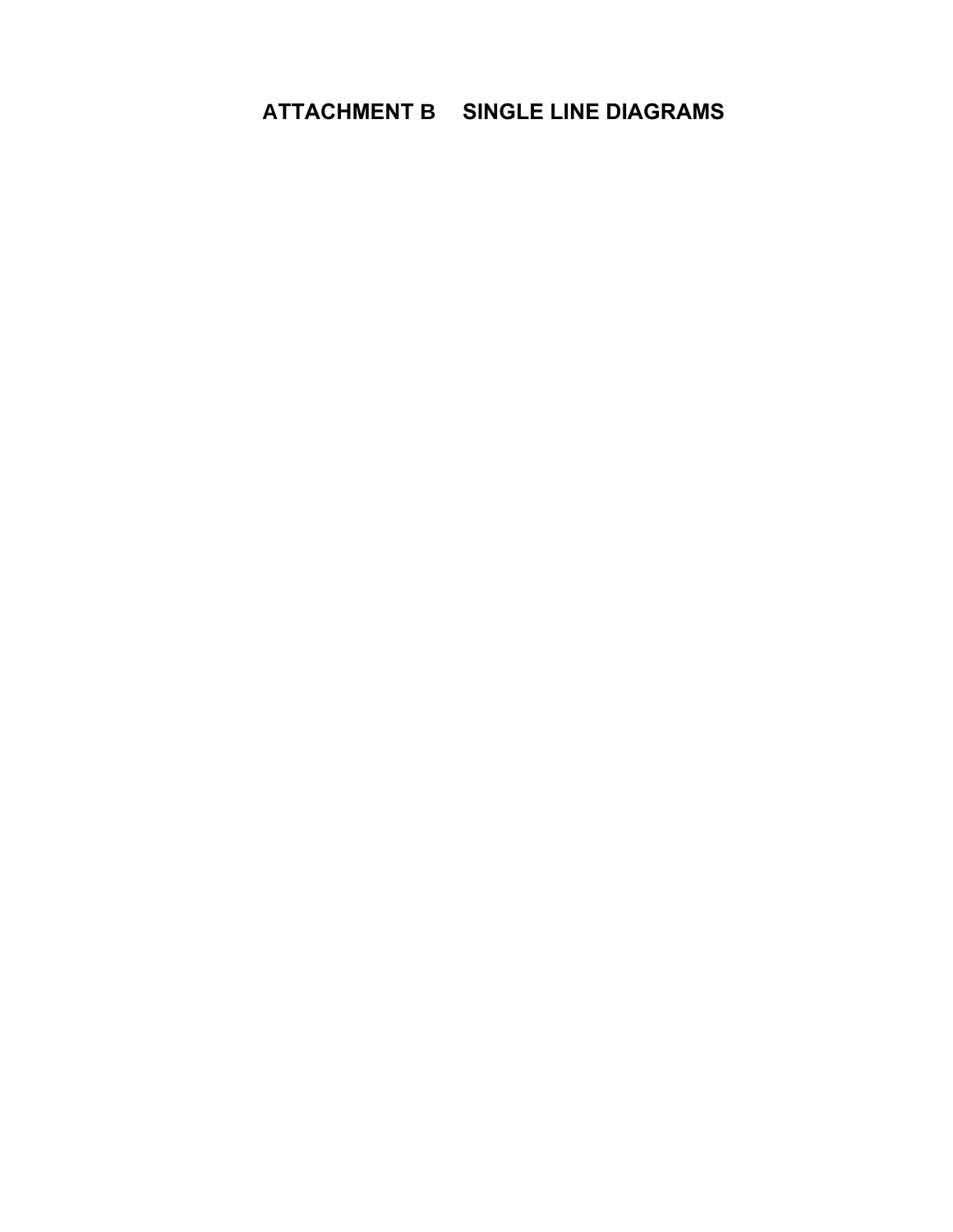# ATTACHMENT B SINGLE LINE DIAGRAMS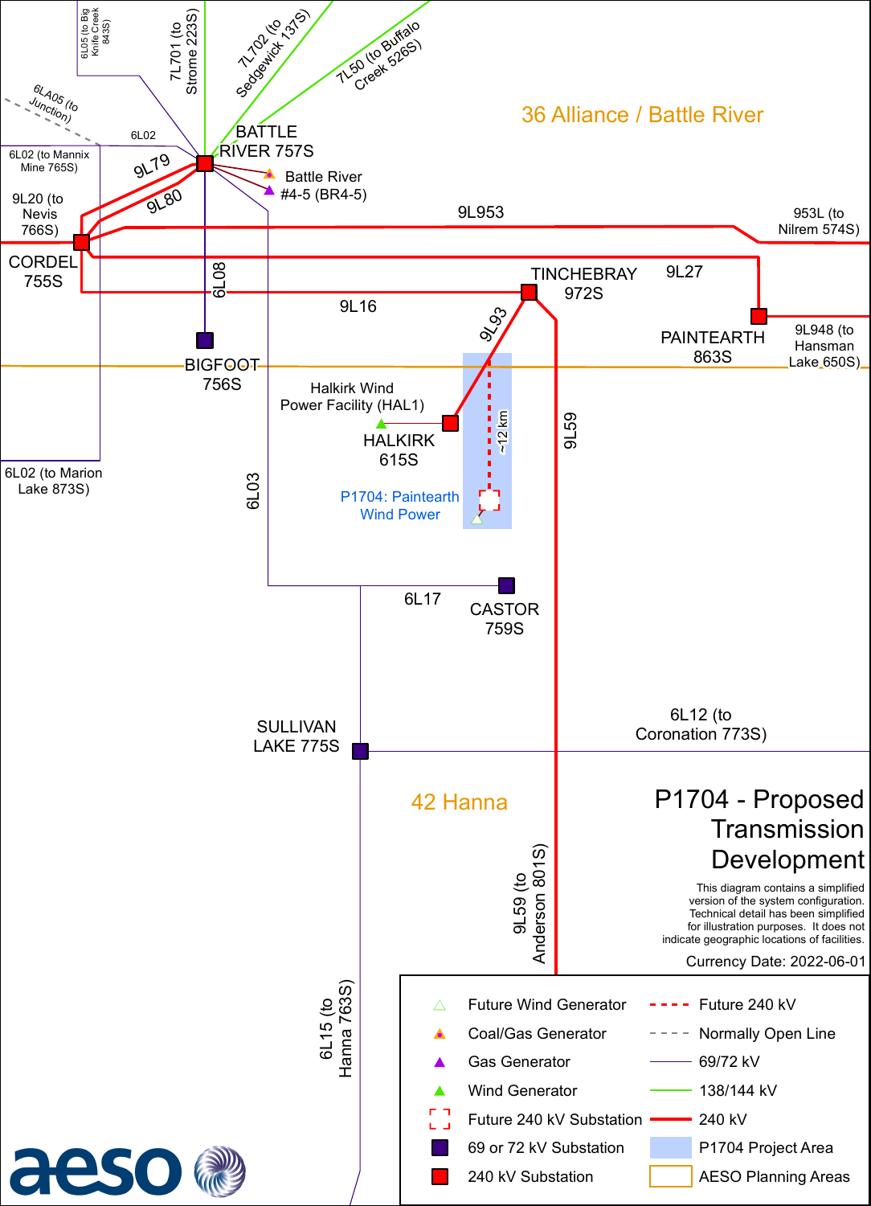# P1704 - Proposed Transmission Development

This diagram contains a simplified version of the system configuration. Technical detail has been simplified for illustration purposes. It does not indicate geographic locations of facilities.

Currency Date: 2022-06-01

36 Alliance / Battle River

42 Hanna

BATTLE RIVER 757S

Battle River #4-5 (BR4-5)

CORDEL 755S

TINCHEBRAY 972S

PAINTEARTH 863S

BIGFOOT 756S

HALKIRK 615S

Halkirk Wind Power Facility (HAL1)

P1704: Paintearth Wind Power

~12 km

CASTOR 759S

SULLIVAN LAKE 775S

6L05 (to Big Knife Creek 843S)

7L701 (to Strome 223S)

7L702 (to Sedgewick 137S)

7L50 (to Buffalo Creek 526S)

6LA05 (to Junction)

6L02

6L02 (to Mannix Mine 765S)

9L20 (to Nevis 766S)

9L79

9L80

9L953

953L (to Nilrem 574S)

9L27

9L948 (to Hansman Lake 650S)

9L16

6L08

9L93

9L59

6L03

6L02 (to Marion Lake 873S)

6L17

6L12 (to Coronation 773S)

9L59 (to Anderson 801S)

6L15 (to Hanna 763S)

| Legend | | Legend | |
|---|---|---|---|
| △ | Future Wind Generator | - - - (red) | Future 240 kV |
| ▲ (orange) | Coal/Gas Generator | - - - (grey) | Normally Open Line |
| ▲ (purple) | Gas Generator | — (purple) | 69/72 kV |
| ▲ (green) | Wind Generator | — (green) | 138/144 kV |
| ⬚ (red dashed) | Future 240 kV Substation | — (red) | 240 kV |
| ■ (purple) | 69 or 72 kV Substation | ■ (blue) | P1704 Project Area |
| ■ (red) | 240 kV Substation | □ (orange) | AESO Planning Areas |

aeso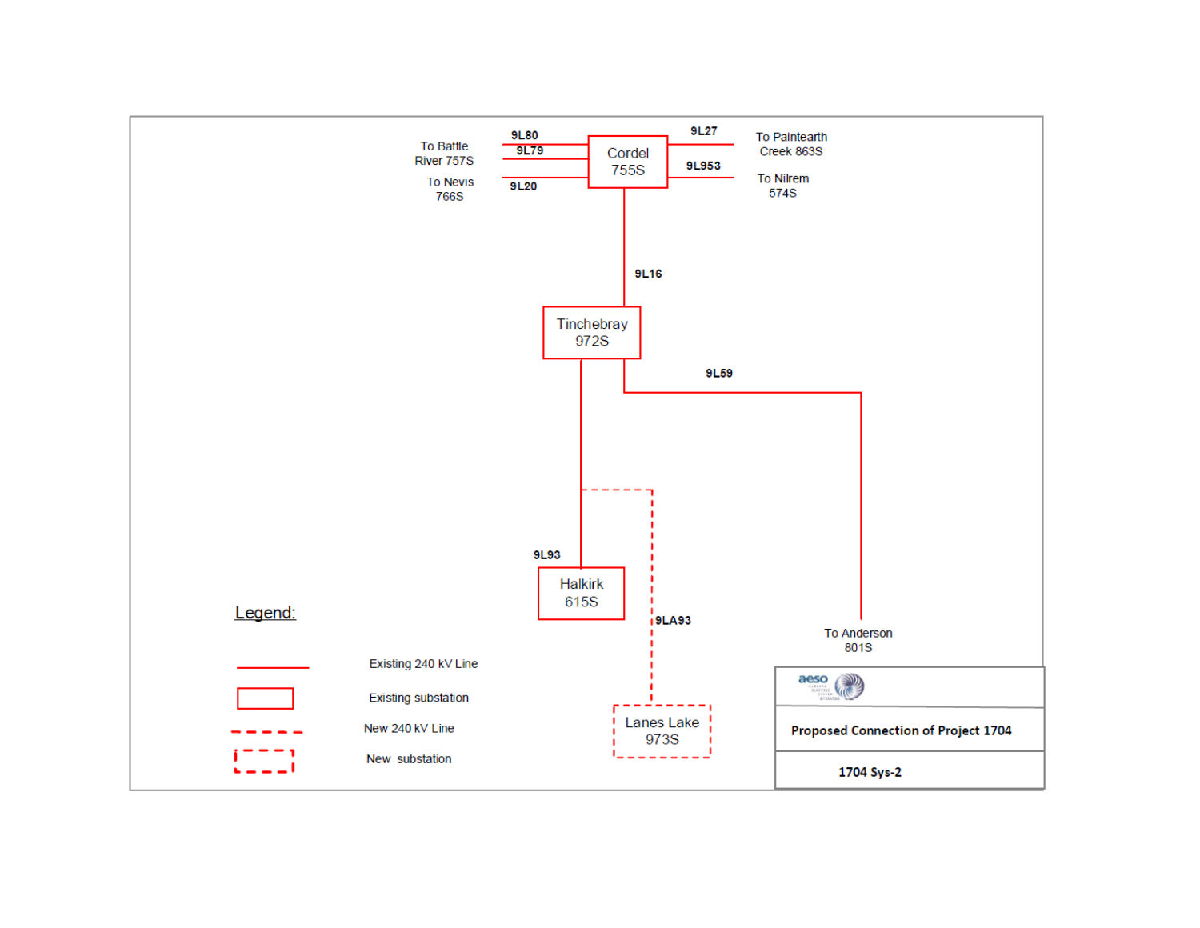To Battle River 757S

9L80

9L79

To Nevis 766S

9L20

Cordel 755S

9L27

To Paintearth Creek 863S

9L953

To Nilrem 574S

9L16

Tinchebray 972S

9L59

9L93

Halkirk 615S

9LA93

Lanes Lake 973S

To Anderson 801S

Legend:

Existing 240 kV Line

Existing substation

New 240 kV Line

New substation

aeso

**Proposed Connection of Project 1704**

**1704 Sys-2**